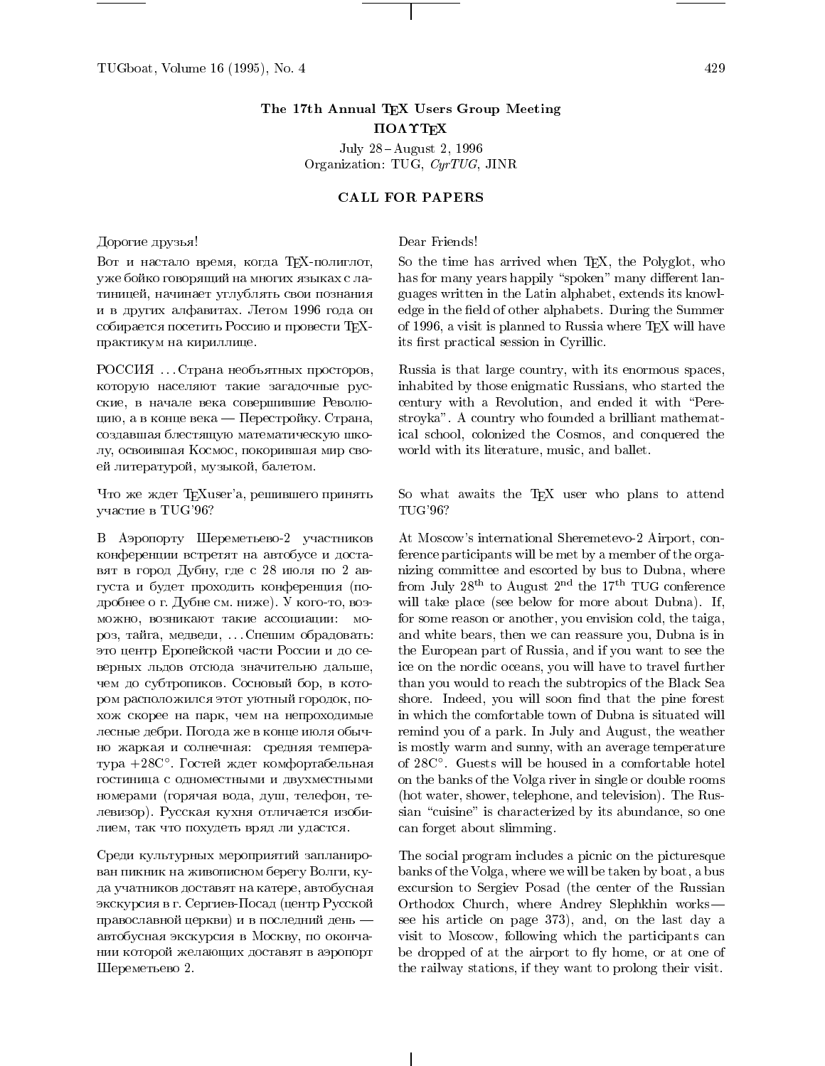# The 17th Annual TeX Users Group Meeting

## ΠΟΛΥΤΕΧ

July 28 – August 2, 1996
Organization: TUG, *CyrTUG*, JINR

## CALL FOR PAPERS

Дорогие друзья!

Вот и настало время, когда TeX-полиглот, уже бойко говорящий на многих языках с латиницей, начинает углублять свои познания и в других алфавитах. Летом 1996 года он собирается посетить Россию и провести TeX-практикум на кириллице.

РОССИЯ ... Страна необъятных просторов, которую населяют такие загадочные русские, в начале века совершившие Революцию, а в конце века — Перестройку. Страна, создавшая блестящую математическую школу, освоившая Космос, покорившая мир своей литературой, музыкой, балетом.

Что же ждет TeXuser'а, решившего принять участие в TUG'96?

В Аэропорту Шереметьево-2 участников конференции встретят на автобусе и доставят в город Дубну, где с 28 июля по 2 августа и будет проходить конференция (подробнее о г. Дубне см. ниже). У кого-то, возможно, возникают такие ассоциации: мороз, тайга, медведи, ... Спешим обрадовать: это центр Еропейской части России и до северных льдов отсюда значительно дальше, чем до субтропиков. Сосновый бор, в котором расположился этот уютный городок, похож скорее на парк, чем на непроходимые лесные дебри. Погода же в конце июля обычно жаркая и солнечная: средняя температура +28C°. Гостей ждет комфортабельная гостиница с одноместными и двухместными номерами (горячая вода, душ, телефон, телевизор). Русская кухня отличается изобилием, так что похудеть вряд ли удастся.

Среди культурных мероприятий запланирован пикник на живописном берегу Волги, куда учатников доставят на катере, автобусная экскурсия в г. Сергиев-Посад (центр Русской православной церкви) и в последний день — автобусная экскурсия в Москву, по окончании которой желающих доставят в аэропорт Шереметьево 2.

Dear Friends!

So the time has arrived when TeX, the Polyglot, who has for many years happily "spoken" many different languages written in the Latin alphabet, extends its knowledge in the field of other alphabets. During the Summer of 1996, a visit is planned to Russia where TeX will have its first practical session in Cyrillic.

Russia is that large country, with its enormous spaces, inhabited by those enigmatic Russians, who started the century with a Revolution, and ended it with "Perestroyka". A country who founded a brilliant mathematical school, colonized the Cosmos, and conquered the world with its literature, music, and ballet.

So what awaits the TeX user who plans to attend TUG'96?

At Moscow's international Sheremetevo-2 Airport, conference participants will be met by a member of the organizing committee and escorted by bus to Dubna, where from July 28$^{th}$ to August 2$^{nd}$ the 17$^{th}$ TUG conference will take place (see below for more about Dubna). If, for some reason or another, you envision cold, the taiga, and white bears, then we can reassure you, Dubna is in the European part of Russia, and if you want to see the ice on the nordic oceans, you will have to travel further than you would to reach the subtropics of the Black Sea shore. Indeed, you will soon find that the pine forest in which the comfortable town of Dubna is situated will remind you of a park. In July and August, the weather is mostly warm and sunny, with an average temperature of 28C°. Guests will be housed in a comfortable hotel on the banks of the Volga river in single or double rooms (hot water, shower, telephone, and television). The Russian "cuisine" is characterized by its abundance, so one can forget about slimming.

The social program includes a picnic on the picturesque banks of the Volga, where we will be taken by boat, a bus excursion to Sergiev Posad (the center of the Russian Orthodox Church, where Andrey Slephkhin works— see his article on page 373), and, on the last day a visit to Moscow, following which the participants can be dropped of at the airport to fly home, or at one of the railway stations, if they want to prolong their visit.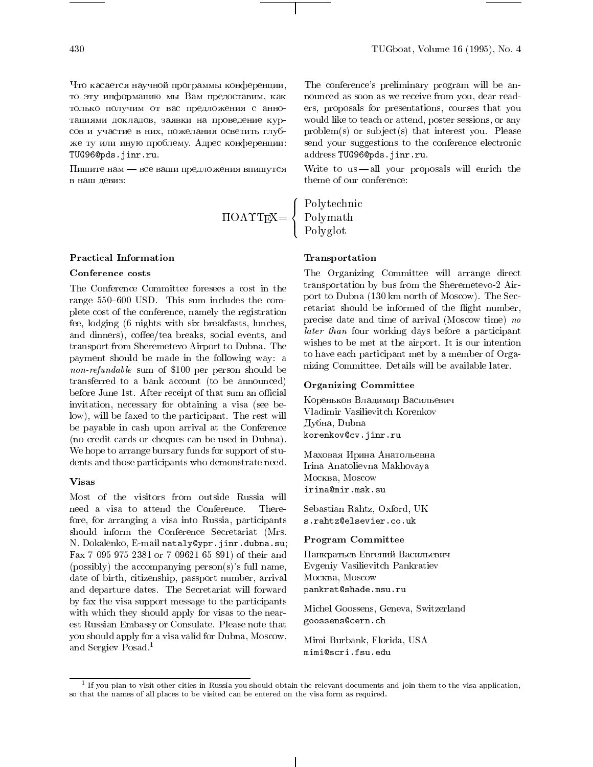Что касается научной программы конференции, то эту информацию мы Вам предоставим, как только получим от вас предложения с аннотациями докладов, заявки на проведение курсов и участие в них, пожелания осветить глубже ту или иную проблему. Адрес конференции: `TUG96@pds.jinr.ru`.

Пишите нам — все ваши предложения впишутся в наш девиз:

The conference's preliminary program will be announced as soon as we receive from you, dear readers, proposals for presentations, courses that you would like to teach or attend, poster sessions, or any problem(s) or subject(s) that interest you. Please send your suggestions to the conference electronic address `TUG96@pds.jinr.ru`.

Write to us — all your proposals will enrich the theme of our conference:

$$\Pi O \Lambda \Upsilon \mathrm{T_EX} = \begin{cases} \text{Polytechnic} \\ \text{Polymath} \\ \text{Polyglot} \end{cases}$$

### Practical Information

#### Conference costs

The Conference Committee foresees a cost in the range 550–600 USD. This sum includes the complete cost of the conference, namely the registration fee, lodging (6 nights with six breakfasts, lunches, and dinners), coffee/tea breaks, social events, and transport from Sheremetevo Airport to Dubna. The payment should be made in the following way: a *non-refundable* sum of $100 per person should be transferred to a bank account (to be announced) before June 1st. After receipt of that sum an official invitation, necessary for obtaining a visa (see below), will be faxed to the participant. The rest will be payable in cash upon arrival at the Conference (no credit cards or cheques can be used in Dubna). We hope to arrange bursary funds for support of students and those participants who demonstrate need.

#### Visas

Most of the visitors from outside Russia will need a visa to attend the Conference. Therefore, for arranging a visa into Russia, participants should inform the Conference Secretariat (Mrs. N. Dokalenko, E-mail `nataly@ypr.jinr.dubna.su`; Fax 7 095 975 2381 or 7 09621 65 891) of their and (possibly) the accompanying person(s)'s full name, date of birth, citizenship, passport number, arrival and departure dates. The Secretariat will forward by fax the visa support message to the participants with which they should apply for visas to the nearest Russian Embassy or Consulate. Please note that you should apply for a visa valid for Dubna, Moscow, and Sergiev Posad.[1]

### Transportation

The Organizing Committee will arrange direct transportation by bus from the Sheremetevo-2 Airport to Dubna (130 km north of Moscow). The Secretariat should be informed of the flight number, precise date and time of arrival (Moscow time) *no later than* four working days before a participant wishes to be met at the airport. It is our intention to have each participant met by a member of Organizing Committee. Details will be available later.

#### Organizing Committee

Кореньков Владимир Васильевич
Vladimir Vasilievitch Korenkov
Дубна, Dubna
`korenkov@cv.jinr.ru`

Маховая Ирина Анатольевна
Irina Anatolievna Makhovaya
Москва, Moscow
`irina@mir.msk.su`

Sebastian Rahtz, Oxford, UK
`s.rahtz@elsevier.co.uk`

#### Program Committee

Панкратьев Евгений Васильевич
Evgeniy Vasilievitch Pankratiev
Москва, Moscow
`pankrat@shade.msu.ru`

Michel Goossens, Geneva, Switzerland
`goossens@cern.ch`

Mimi Burbank, Florida, USA
`mimi@scri.fsu.edu`

---

[1] If you plan to visit other cities in Russia you should obtain the relevant documents and join them to the visa application, so that the names of all places to be visited can be entered on the visa form as required.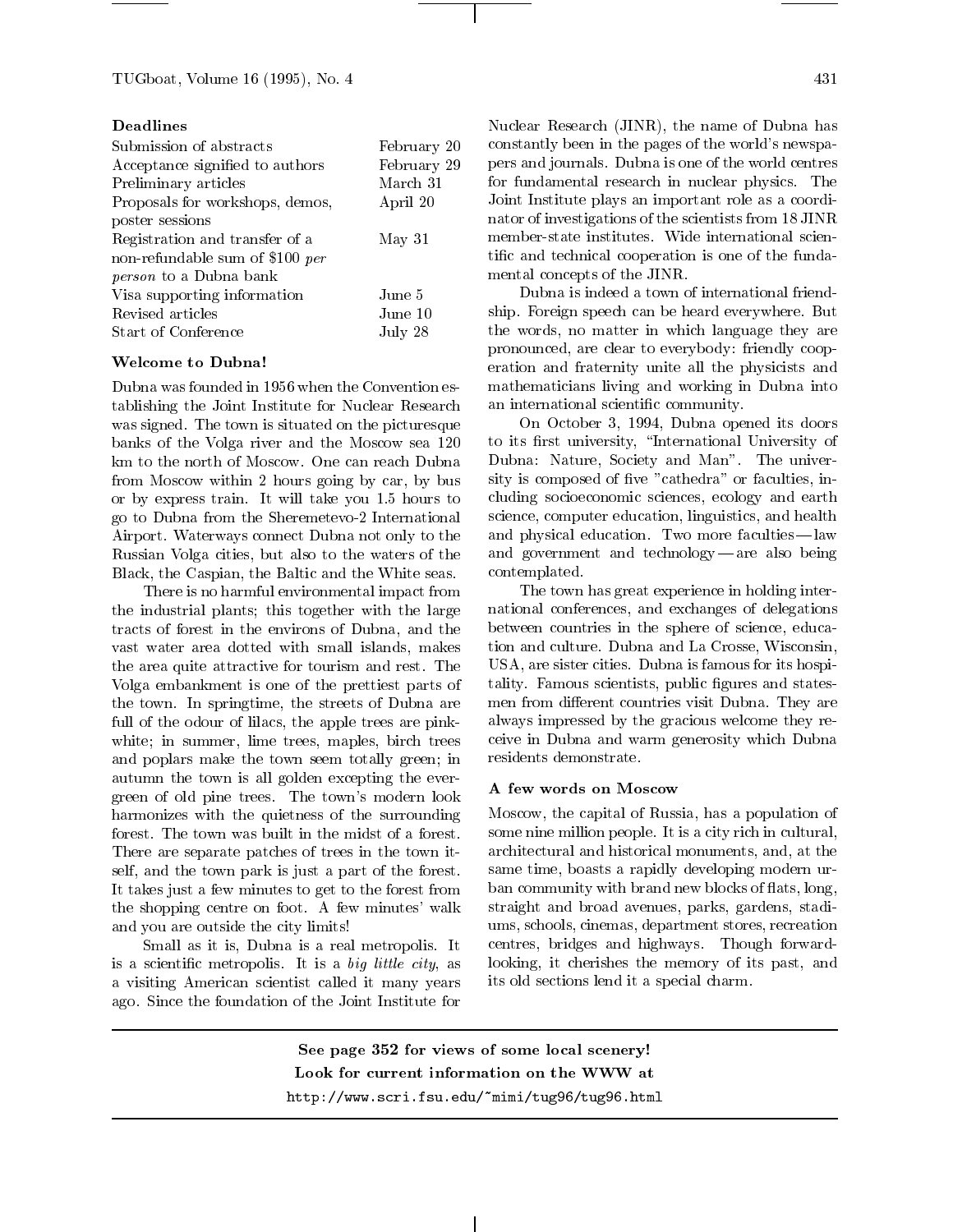### Deadlines

| | |
|---|---|
| Submission of abstracts | February 20 |
| Acceptance signified to authors | February 29 |
| Preliminary articles | March 31 |
| Proposals for workshops, demos, poster sessions | April 20 |
| Registration and transfer of a non-refundable sum of $100 *per person* to a Dubna bank | May 31 |
| Visa supporting information | June 5 |
| Revised articles | June 10 |
| Start of Conference | July 28 |

### Welcome to Dubna!

Dubna was founded in 1956 when the Convention establishing the Joint Institute for Nuclear Research was signed. The town is situated on the picturesque banks of the Volga river and the Moscow sea 120 km to the north of Moscow. One can reach Dubna from Moscow within 2 hours going by car, by bus or by express train. It will take you 1.5 hours to go to Dubna from the Sheremetevo-2 International Airport. Waterways connect Dubna not only to the Russian Volga cities, but also to the waters of the Black, the Caspian, the Baltic and the White seas.

There is no harmful environmental impact from the industrial plants; this together with the large tracts of forest in the environs of Dubna, and the vast water area dotted with small islands, makes the area quite attractive for tourism and rest. The Volga embankment is one of the prettiest parts of the town. In springtime, the streets of Dubna are full of the odour of lilacs, the apple trees are pink-white; in summer, lime trees, maples, birch trees and poplars make the town seem totally green; in autumn the town is all golden excepting the evergreen of old pine trees. The town's modern look harmonizes with the quietness of the surrounding forest. The town was built in the midst of a forest. There are separate patches of trees in the town itself, and the town park is just a part of the forest. It takes just a few minutes to get to the forest from the shopping centre on foot. A few minutes' walk and you are outside the city limits!

Small as it is, Dubna is a real metropolis. It is a scientific metropolis. It is a *big little city*, as a visiting American scientist called it many years ago. Since the foundation of the Joint Institute for Nuclear Research (JINR), the name of Dubna has constantly been in the pages of the world's newspapers and journals. Dubna is one of the world centres for fundamental research in nuclear physics. The Joint Institute plays an important role as a coordinator of investigations of the scientists from 18 JINR member-state institutes. Wide international scientific and technical cooperation is one of the fundamental concepts of the JINR.

Dubna is indeed a town of international friendship. Foreign speech can be heard everywhere. But the words, no matter in which language they are pronounced, are clear to everybody: friendly cooperation and fraternity unite all the physicists and mathematicians living and working in Dubna into an international scientific community.

On October 3, 1994, Dubna opened its doors to its first university, "International University of Dubna: Nature, Society and Man". The university is composed of five "cathedra" or faculties, including socioeconomic sciences, ecology and earth science, computer education, linguistics, and health and physical education. Two more faculties — law and government and technology — are also being contemplated.

The town has great experience in holding international conferences, and exchanges of delegations between countries in the sphere of science, education and culture. Dubna and La Crosse, Wisconsin, USA, are sister cities. Dubna is famous for its hospitality. Famous scientists, public figures and statesmen from different countries visit Dubna. They are always impressed by the gracious welcome they receive in Dubna and warm generosity which Dubna residents demonstrate.

### A few words on Moscow

Moscow, the capital of Russia, has a population of some nine million people. It is a city rich in cultural, architectural and historical monuments, and, at the same time, boasts a rapidly developing modern urban community with brand new blocks of flats, long, straight and broad avenues, parks, gardens, stadiums, schools, cinemas, department stores, recreation centres, bridges and highways. Though forward-looking, it cherishes the memory of its past, and its old sections lend it a special charm.

---

**See page 352 for views of some local scenery!**
**Look for current information on the WWW at**
`http://www.scri.fsu.edu/~mimi/tug96/tug96.html`

---